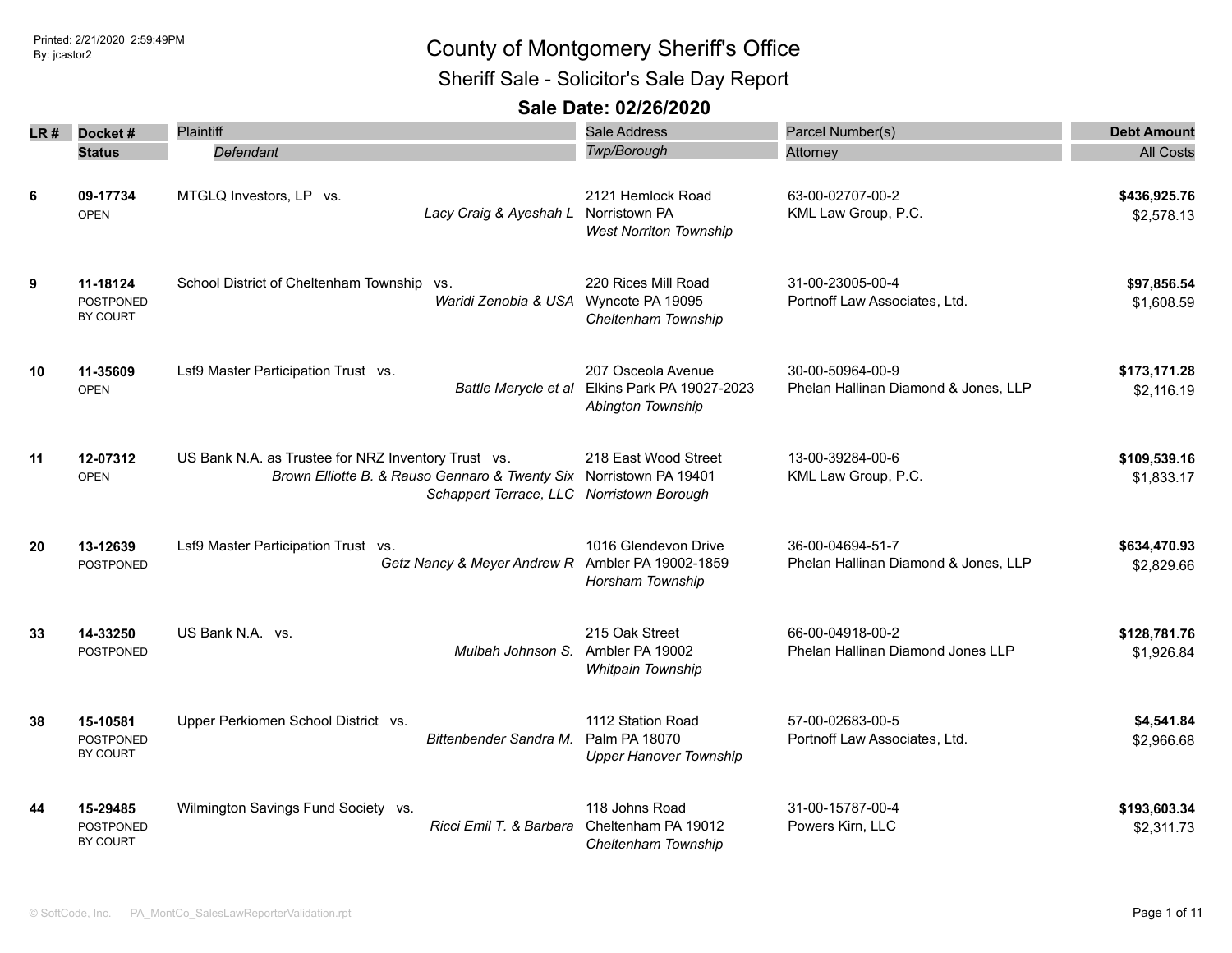# County of Montgomery Sheriff's Office

## Sheriff Sale - Solicitor's Sale Day Report

### Sale Date: 02/26/2020

| LR # | Docket # / Status | Plaintiff / *Defendant* | Sale Address / *Twp/Borough* | Parcel Number(s) / Attorney | Debt Amount / All Costs |
|---|---|---|---|---|---|
| 6 | **09-17734** OPEN | MTGLQ Investors, LP vs. *Lacy Craig & Ayeshah L* | 2121 Hemlock Road Norristown PA *West Norriton Township* | 63-00-02707-00-2 KML Law Group, P.C. | **$436,925.76** $2,578.13 |
| 9 | **11-18124** POSTPONED BY COURT | School District of Cheltenham Township vs. *Waridi Zenobia & USA* | 220 Rices Mill Road Wyncote PA 19095 *Cheltenham Township* | 31-00-23005-00-4 Portnoff Law Associates, Ltd. | **$97,856.54** $1,608.59 |
| 10 | **11-35609** OPEN | Lsf9 Master Participation Trust vs. *Battle Merycle et al* | 207 Osceola Avenue Elkins Park PA 19027-2023 *Abington Township* | 30-00-50964-00-9 Phelan Hallinan Diamond & Jones, LLP | **$173,171.28** $2,116.19 |
| 11 | **12-07312** OPEN | US Bank N.A. as Trustee for NRZ Inventory Trust vs. *Brown Elliotte B. & Rauso Gennaro & Twenty Six Schappert Terrace, LLC* | 218 East Wood Street Norristown PA 19401 *Norristown Borough* | 13-00-39284-00-6 KML Law Group, P.C. | **$109,539.16** $1,833.17 |
| 20 | **13-12639** POSTPONED | Lsf9 Master Participation Trust vs. *Getz Nancy & Meyer Andrew R* | 1016 Glendevon Drive Ambler PA 19002-1859 *Horsham Township* | 36-00-04694-51-7 Phelan Hallinan Diamond & Jones, LLP | **$634,470.93** $2,829.66 |
| 33 | **14-33250** POSTPONED | US Bank N.A. vs. *Mulbah Johnson S.* | 215 Oak Street Ambler PA 19002 *Whitpain Township* | 66-00-04918-00-2 Phelan Hallinan Diamond Jones LLP | **$128,781.76** $1,926.84 |
| 38 | **15-10581** POSTPONED BY COURT | Upper Perkiomen School District vs. *Bittenbender Sandra M.* | 1112 Station Road Palm PA 18070 *Upper Hanover Township* | 57-00-02683-00-5 Portnoff Law Associates, Ltd. | **$4,541.84** $2,966.68 |
| 44 | **15-29485** POSTPONED BY COURT | Wilmington Savings Fund Society vs. *Ricci Emil T. & Barbara* | 118 Johns Road Cheltenham PA 19012 *Cheltenham Township* | 31-00-15787-00-4 Powers Kirn, LLC | **$193,603.34** $2,311.73 |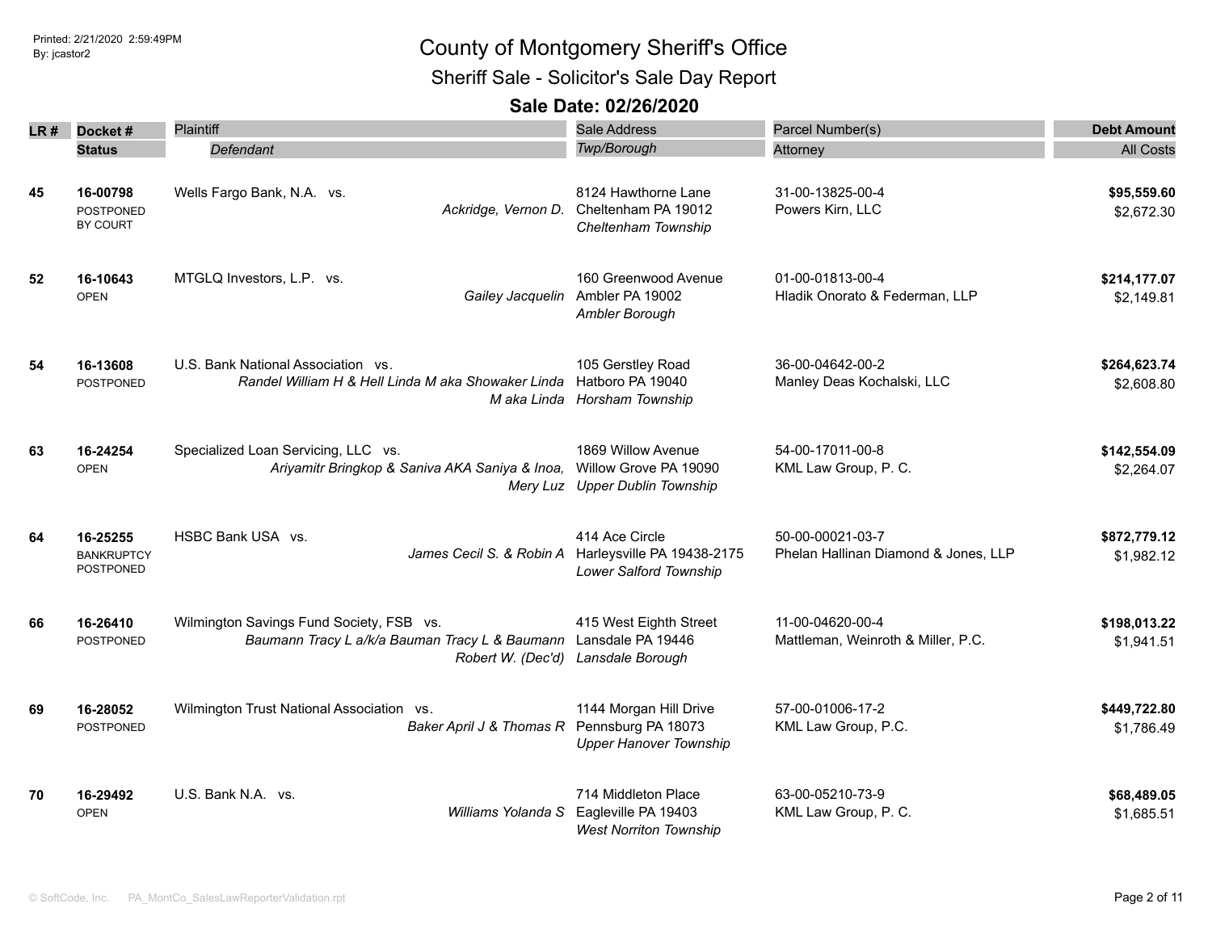# County of Montgomery Sheriff's Office

## Sheriff Sale - Solicitor's Sale Day Report

### Sale Date: 02/26/2020

| LR # | Docket # / Status | Plaintiff / Defendant | Sale Address / Twp/Borough | Parcel Number(s) / Attorney | Debt Amount / All Costs |
|---|---|---|---|---|---|
| 45 | 16-00798<br>POSTPONED BY COURT | Wells Fargo Bank, N.A. vs.<br>*Ackridge, Vernon D.* | 8124 Hawthorne Lane<br>Cheltenham PA 19012<br>*Cheltenham Township* | 31-00-13825-00-4<br>Powers Kirn, LLC | **$95,559.60**<br>$2,672.30 |
| 52 | 16-10643<br>OPEN | MTGLQ Investors, L.P. vs.<br>*Gailey Jacquelin* | 160 Greenwood Avenue<br>Ambler PA 19002<br>*Ambler Borough* | 01-00-01813-00-4<br>Hladik Onorato & Federman, LLP | **$214,177.07**<br>$2,149.81 |
| 54 | 16-13608<br>POSTPONED | U.S. Bank National Association vs.<br>*Randel William H & Hell Linda M aka Showaker Linda M aka Linda* | 105 Gerstley Road<br>Hatboro PA 19040<br>*Horsham Township* | 36-00-04642-00-2<br>Manley Deas Kochalski, LLC | **$264,623.74**<br>$2,608.80 |
| 63 | 16-24254<br>OPEN | Specialized Loan Servicing, LLC vs.<br>*Ariyamitr Bringkop & Saniva AKA Saniya & Inoa, Mery Luz* | 1869 Willow Avenue<br>Willow Grove PA 19090<br>*Upper Dublin Township* | 54-00-17011-00-8<br>KML Law Group, P. C. | **$142,554.09**<br>$2,264.07 |
| 64 | 16-25255<br>BANKRUPTCY POSTPONED | HSBC Bank USA vs.<br>*James Cecil S. & Robin A* | 414 Ace Circle<br>Harleysville PA 19438-2175<br>*Lower Salford Township* | 50-00-00021-03-7<br>Phelan Hallinan Diamond & Jones, LLP | **$872,779.12**<br>$1,982.12 |
| 66 | 16-26410<br>POSTPONED | Wilmington Savings Fund Society, FSB vs.<br>*Baumann Tracy L a/k/a Bauman Tracy L & Baumann Robert W. (Dec'd)* | 415 West Eighth Street<br>Lansdale PA 19446<br>*Lansdale Borough* | 11-00-04620-00-4<br>Mattleman, Weinroth & Miller, P.C. | **$198,013.22**<br>$1,941.51 |
| 69 | 16-28052<br>POSTPONED | Wilmington Trust National Association vs.<br>*Baker April J & Thomas R* | 1144 Morgan Hill Drive<br>Pennsburg PA 18073<br>*Upper Hanover Township* | 57-00-01006-17-2<br>KML Law Group, P.C. | **$449,722.80**<br>$1,786.49 |
| 70 | 16-29492<br>OPEN | U.S. Bank N.A. vs.<br>*Williams Yolanda S* | 714 Middleton Place<br>Eagleville PA 19403<br>*West Norriton Township* | 63-00-05210-73-9<br>KML Law Group, P. C. | **$68,489.05**<br>$1,685.51 |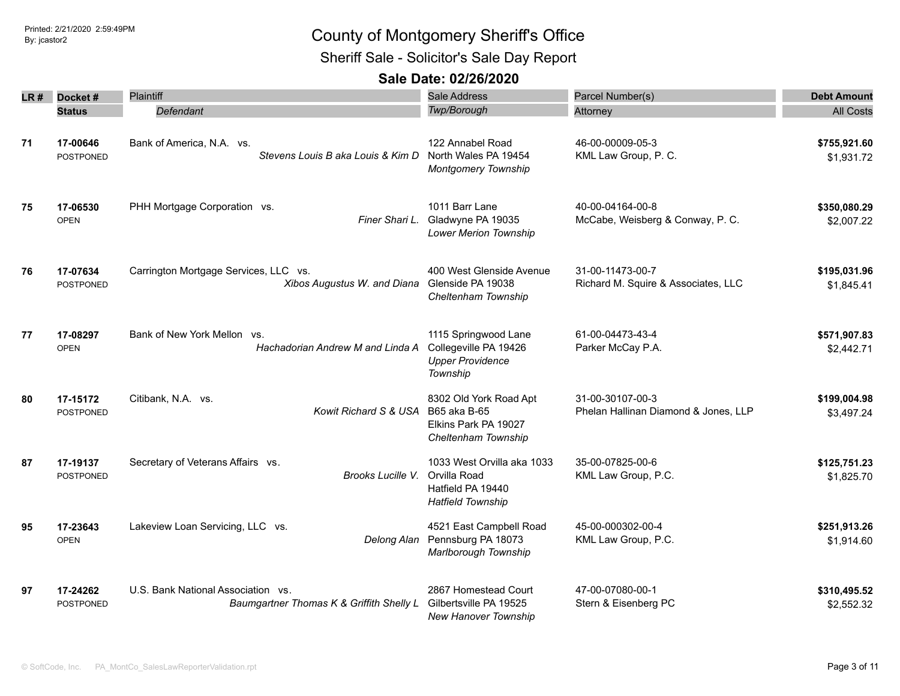# County of Montgomery Sheriff's Office

## Sheriff Sale - Solicitor's Sale Day Report

### Sale Date: 02/26/2020

| LR # | Docket # / Status | Plaintiff / *Defendant* | Sale Address / *Twp/Borough* | Parcel Number(s) / Attorney | Debt Amount / All Costs |
|---|---|---|---|---|---|
| 71 | **17-00646** POSTPONED | Bank of America, N.A. vs. *Stevens Louis B aka Louis & Kim D* | 122 Annabel Road North Wales PA 19454 *Montgomery Township* | 46-00-00009-05-3 KML Law Group, P. C. | **$755,921.60** $1,931.72 |
| 75 | **17-06530** OPEN | PHH Mortgage Corporation vs. *Finer Shari L.* | 1011 Barr Lane Gladwyne PA 19035 *Lower Merion Township* | 40-00-04164-00-8 McCabe, Weisberg & Conway, P. C. | **$350,080.29** $2,007.22 |
| 76 | **17-07634** POSTPONED | Carrington Mortgage Services, LLC vs. *Xibos Augustus W. and Diana* | 400 West Glenside Avenue Glenside PA 19038 *Cheltenham Township* | 31-00-11473-00-7 Richard M. Squire & Associates, LLC | **$195,031.96** $1,845.41 |
| 77 | **17-08297** OPEN | Bank of New York Mellon vs. *Hachadorian Andrew M and Linda A* | 1115 Springwood Lane Collegeville PA 19426 *Upper Providence Township* | 61-00-04473-43-4 Parker McCay P.A. | **$571,907.83** $2,442.71 |
| 80 | **17-15172** POSTPONED | Citibank, N.A. vs. *Kowit Richard S & USA* | 8302 Old York Road Apt B65 aka B-65 Elkins Park PA 19027 *Cheltenham Township* | 31-00-30107-00-3 Phelan Hallinan Diamond & Jones, LLP | **$199,004.98** $3,497.24 |
| 87 | **17-19137** POSTPONED | Secretary of Veterans Affairs vs. *Brooks Lucille V.* | 1033 West Orvilla aka 1033 Orvilla Road Hatfield PA 19440 *Hatfield Township* | 35-00-07825-00-6 KML Law Group, P.C. | **$125,751.23** $1,825.70 |
| 95 | **17-23643** OPEN | Lakeview Loan Servicing, LLC vs. *Delong Alan* | 4521 East Campbell Road Pennsburg PA 18073 *Marlborough Township* | 45-00-000302-00-4 KML Law Group, P.C. | **$251,913.26** $1,914.60 |
| 97 | **17-24262** POSTPONED | U.S. Bank National Association vs. *Baumgartner Thomas K & Griffith Shelly L* | 2867 Homestead Court Gilbertsville PA 19525 *New Hanover Township* | 47-00-07080-00-1 Stern & Eisenberg PC | **$310,495.52** $2,552.32 |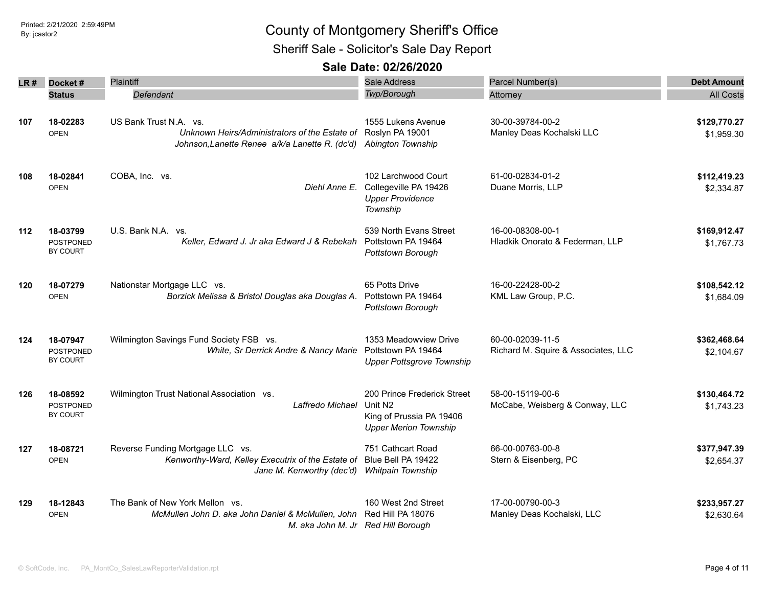# County of Montgomery Sheriff's Office

## Sheriff Sale - Solicitor's Sale Day Report

### Sale Date: 02/26/2020

Printed: 2/21/2020 2:59:49PM
By: jcastor2

| LR # | Docket # / Status | Plaintiff / *Defendant* | Sale Address / *Twp/Borough* | Parcel Number(s) / Attorney | Debt Amount / All Costs |
|---|---|---|---|---|---|
| 107 | **18-02283** OPEN | US Bank Trust N.A. vs. *Unknown Heirs/Administrators of the Estate of Johnson,Lanette Renee a/k/a Lanette R. (dc'd)* | 1555 Lukens Avenue Roslyn PA 19001 *Abington Township* | 30-00-39784-00-2 Manley Deas Kochalski LLC | **$129,770.27** $1,959.30 |
| 108 | **18-02841** OPEN | COBA, Inc. vs. *Diehl Anne E.* | 102 Larchwood Court Collegeville PA 19426 *Upper Providence Township* | 61-00-02834-01-2 Duane Morris, LLP | **$112,419.23** $2,334.87 |
| 112 | **18-03799** POSTPONED BY COURT | U.S. Bank N.A. vs. *Keller, Edward J. Jr aka Edward J & Rebekah* | 539 North Evans Street Pottstown PA 19464 *Pottstown Borough* | 16-00-08308-00-1 Hladkik Onorato & Federman, LLP | **$169,912.47** $1,767.73 |
| 120 | **18-07279** OPEN | Nationstar Mortgage LLC vs. *Borzick Melissa & Bristol Douglas aka Douglas A.* | 65 Potts Drive Pottstown PA 19464 *Pottstown Borough* | 16-00-22428-00-2 KML Law Group, P.C. | **$108,542.12** $1,684.09 |
| 124 | **18-07947** POSTPONED BY COURT | Wilmington Savings Fund Society FSB vs. *White, Sr Derrick Andre & Nancy Marie* | 1353 Meadowview Drive Pottstown PA 19464 *Upper Pottsgrove Township* | 60-00-02039-11-5 Richard M. Squire & Associates, LLC | **$362,468.64** $2,104.67 |
| 126 | **18-08592** POSTPONED BY COURT | Wilmington Trust National Association vs. *Laffredo Michael* | 200 Prince Frederick Street Unit N2 King of Prussia PA 19406 *Upper Merion Township* | 58-00-15119-00-6 McCabe, Weisberg & Conway, LLC | **$130,464.72** $1,743.23 |
| 127 | **18-08721** OPEN | Reverse Funding Mortgage LLC vs. *Kenworthy-Ward, Kelley Executrix of the Estate of Jane M. Kenworthy (dec'd)* | 751 Cathcart Road Blue Bell PA 19422 *Whitpain Township* | 66-00-00763-00-8 Stern & Eisenberg, PC | **$377,947.39** $2,654.37 |
| 129 | **18-12843** OPEN | The Bank of New York Mellon vs. *McMullen John D. aka John Daniel & McMullen, John M. aka John M. Jr* | 160 West 2nd Street Red Hill PA 18076 *Red Hill Borough* | 17-00-00790-00-3 Manley Deas Kochalski, LLC | **$233,957.27** $2,630.64 |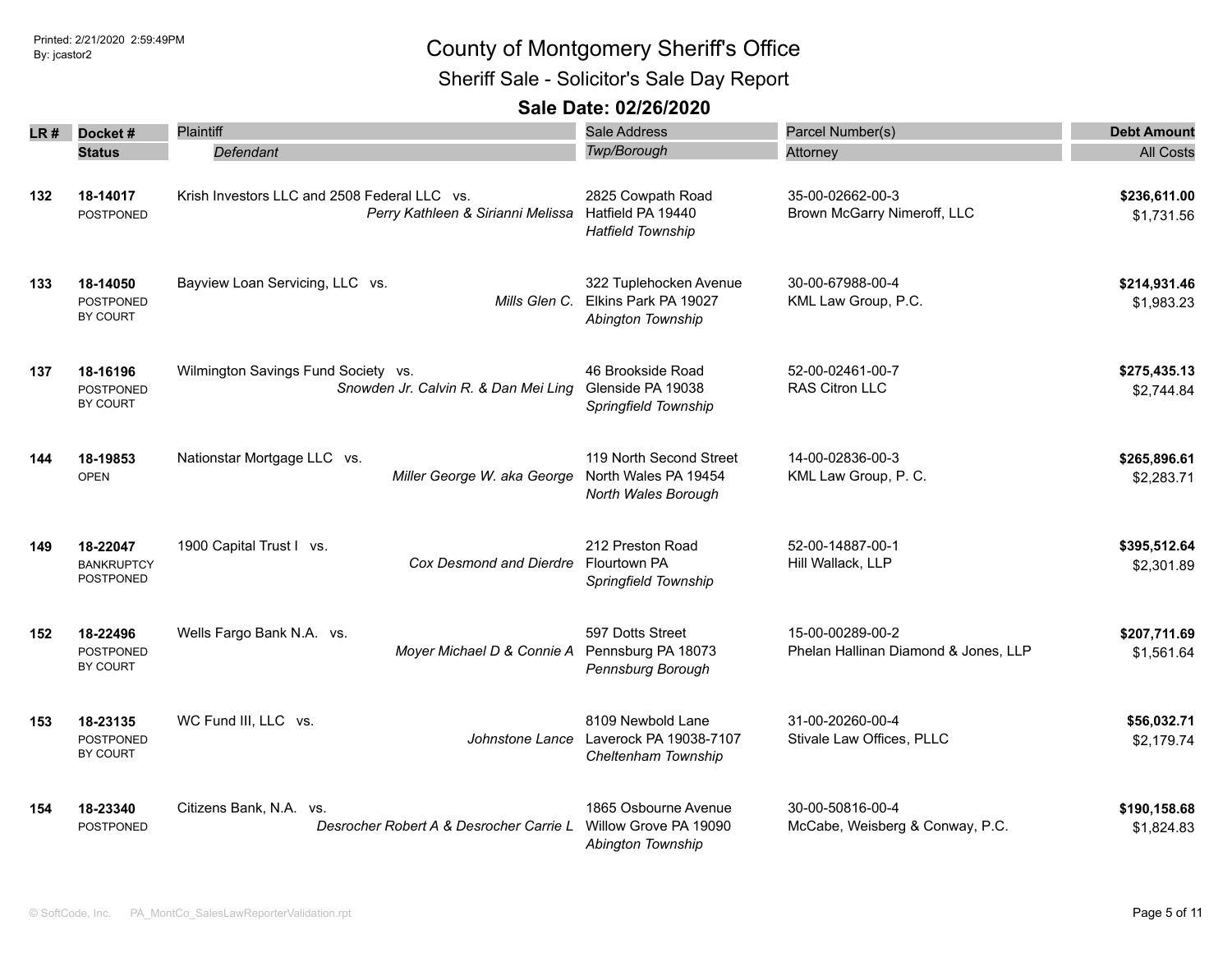# County of Montgomery Sheriff's Office

## Sheriff Sale - Solicitor's Sale Day Report

### Sale Date: 02/26/2020

Printed: 2/21/2020 2:59:49PM
By: jcastor2

| LR # | Docket # / Status | Plaintiff / *Defendant* | Sale Address / *Twp/Borough* | Parcel Number(s) / Attorney | Debt Amount / All Costs |
|---|---|---|---|---|---|
| 132 | **18-14017** POSTPONED | Krish Investors LLC and 2508 Federal LLC vs. *Perry Kathleen & Sirianni Melissa* | 2825 Cowpath Road Hatfield PA 19440 *Hatfield Township* | 35-00-02662-00-3 Brown McGarry Nimeroff, LLC | **$236,611.00** $1,731.56 |
| 133 | **18-14050** POSTPONED BY COURT | Bayview Loan Servicing, LLC vs. *Mills Glen C.* | 322 Tuplehocken Avenue Elkins Park PA 19027 *Abington Township* | 30-00-67988-00-4 KML Law Group, P.C. | **$214,931.46** $1,983.23 |
| 137 | **18-16196** POSTPONED BY COURT | Wilmington Savings Fund Society vs. *Snowden Jr. Calvin R. & Dan Mei Ling* | 46 Brookside Road Glenside PA 19038 *Springfield Township* | 52-00-02461-00-7 RAS Citron LLC | **$275,435.13** $2,744.84 |
| 144 | **18-19853** OPEN | Nationstar Mortgage LLC vs. *Miller George W. aka George* | 119 North Second Street North Wales PA 19454 *North Wales Borough* | 14-00-02836-00-3 KML Law Group, P. C. | **$265,896.61** $2,283.71 |
| 149 | **18-22047** BANKRUPTCY POSTPONED | 1900 Capital Trust I vs. *Cox Desmond and Dierdre* | 212 Preston Road Flourtown PA *Springfield Township* | 52-00-14887-00-1 Hill Wallack, LLP | **$395,512.64** $2,301.89 |
| 152 | **18-22496** POSTPONED BY COURT | Wells Fargo Bank N.A. vs. *Moyer Michael D & Connie A* | 597 Dotts Street Pennsburg PA 18073 *Pennsburg Borough* | 15-00-00289-00-2 Phelan Hallinan Diamond & Jones, LLP | **$207,711.69** $1,561.64 |
| 153 | **18-23135** POSTPONED BY COURT | WC Fund III, LLC vs. *Johnstone Lance* | 8109 Newbold Lane Laverock PA 19038-7107 *Cheltenham Township* | 31-00-20260-00-4 Stivale Law Offices, PLLC | **$56,032.71** $2,179.74 |
| 154 | **18-23340** POSTPONED | Citizens Bank, N.A. vs. *Desrocher Robert A & Desrocher Carrie L* | 1865 Osbourne Avenue Willow Grove PA 19090 *Abington Township* | 30-00-50816-00-4 McCabe, Weisberg & Conway, P.C. | **$190,158.68** $1,824.83 |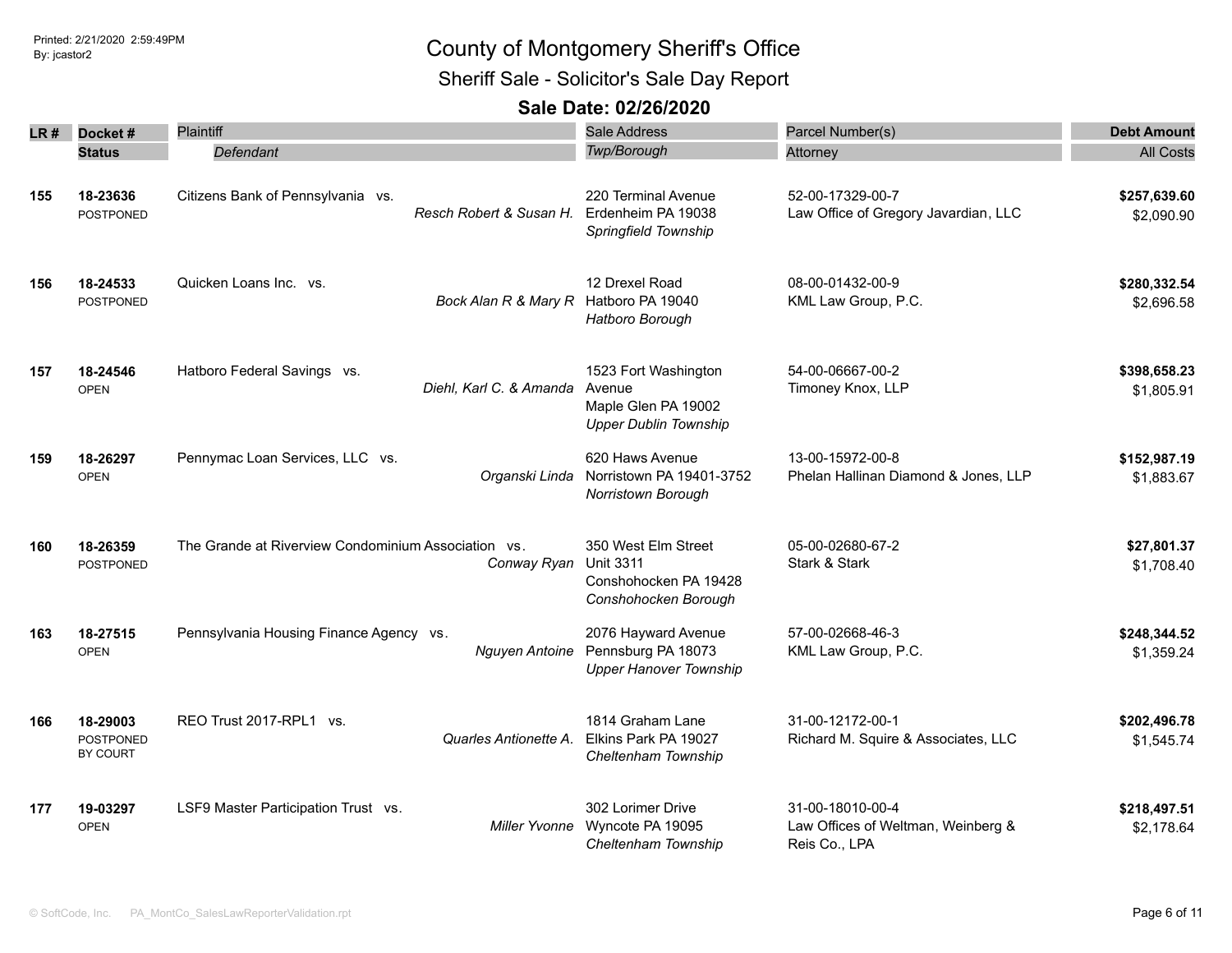# County of Montgomery Sheriff's Office

## Sheriff Sale - Solicitor's Sale Day Report

### Sale Date: 02/26/2020

Printed: 2/21/2020 2:59:49PM
By: jcastor2

| LR # | Docket # / Status | Plaintiff / *Defendant* | Sale Address / *Twp/Borough* | Parcel Number(s) / Attorney | Debt Amount / All Costs |
|---|---|---|---|---|---|
| 155 | **18-23636** POSTPONED | Citizens Bank of Pennsylvania vs. *Resch Robert & Susan H.* | 220 Terminal Avenue Erdenheim PA 19038 *Springfield Township* | 52-00-17329-00-7 Law Office of Gregory Javardian, LLC | **$257,639.60** $2,090.90 |
| 156 | **18-24533** POSTPONED | Quicken Loans Inc. vs. *Bock Alan R & Mary R* | 12 Drexel Road Hatboro PA 19040 *Hatboro Borough* | 08-00-01432-00-9 KML Law Group, P.C. | **$280,332.54** $2,696.58 |
| 157 | **18-24546** OPEN | Hatboro Federal Savings vs. *Diehl, Karl C. & Amanda* | 1523 Fort Washington Avenue Maple Glen PA 19002 *Upper Dublin Township* | 54-00-06667-00-2 Timoney Knox, LLP | **$398,658.23** $1,805.91 |
| 159 | **18-26297** OPEN | Pennymac Loan Services, LLC vs. *Organski Linda* | 620 Haws Avenue Norristown PA 19401-3752 *Norristown Borough* | 13-00-15972-00-8 Phelan Hallinan Diamond & Jones, LLP | **$152,987.19** $1,883.67 |
| 160 | **18-26359** POSTPONED | The Grande at Riverview Condominium Association vs. *Conway Ryan* | 350 West Elm Street Unit 3311 Conshohocken PA 19428 *Conshohocken Borough* | 05-00-02680-67-2 Stark & Stark | **$27,801.37** $1,708.40 |
| 163 | **18-27515** OPEN | Pennsylvania Housing Finance Agency vs. *Nguyen Antoine* | 2076 Hayward Avenue Pennsburg PA 18073 *Upper Hanover Township* | 57-00-02668-46-3 KML Law Group, P.C. | **$248,344.52** $1,359.24 |
| 166 | **18-29003** POSTPONED BY COURT | REO Trust 2017-RPL1 vs. *Quarles Antionette A.* | 1814 Graham Lane Elkins Park PA 19027 *Cheltenham Township* | 31-00-12172-00-1 Richard M. Squire & Associates, LLC | **$202,496.78** $1,545.74 |
| 177 | **19-03297** OPEN | LSF9 Master Participation Trust vs. *Miller Yvonne* | 302 Lorimer Drive Wyncote PA 19095 *Cheltenham Township* | 31-00-18010-00-4 Law Offices of Weltman, Weinberg & Reis Co., LPA | **$218,497.51** $2,178.64 |

© SoftCode, Inc. PA_MontCo_SalesLawReporterValidation.rpt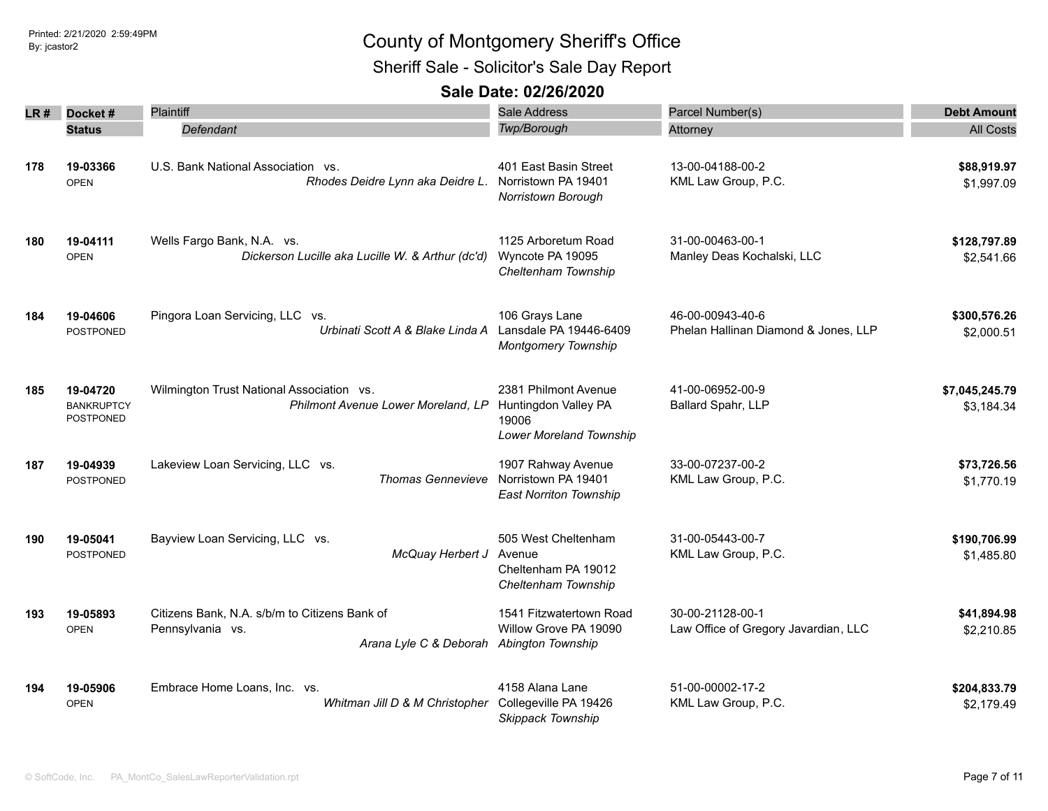# County of Montgomery Sheriff's Office

## Sheriff Sale - Solicitor's Sale Day Report

### Sale Date: 02/26/2020

Printed: 2/21/2020 2:59:49PM
By: jcastor2

| LR # | Docket # / Status | Plaintiff / *Defendant* | Sale Address / *Twp/Borough* | Parcel Number(s) / Attorney | Debt Amount / All Costs |
|---|---|---|---|---|---|
| 178 | **19-03366** OPEN | U.S. Bank National Association vs. *Rhodes Deidre Lynn aka Deidre L.* | 401 East Basin Street Norristown PA 19401 *Norristown Borough* | 13-00-04188-00-2 KML Law Group, P.C. | **$88,919.97** $1,997.09 |
| 180 | **19-04111** OPEN | Wells Fargo Bank, N.A. vs. *Dickerson Lucille aka Lucille W. & Arthur (dc'd)* | 1125 Arboretum Road Wyncote PA 19095 *Cheltenham Township* | 31-00-00463-00-1 Manley Deas Kochalski, LLC | **$128,797.89** $2,541.66 |
| 184 | **19-04606** POSTPONED | Pingora Loan Servicing, LLC vs. *Urbinati Scott A & Blake Linda A* | 106 Grays Lane Lansdale PA 19446-6409 *Montgomery Township* | 46-00-00943-40-6 Phelan Hallinan Diamond & Jones, LLP | **$300,576.26** $2,000.51 |
| 185 | **19-04720** BANKRUPTCY POSTPONED | Wilmington Trust National Association vs. *Philmont Avenue Lower Moreland, LP* | 2381 Philmont Avenue Huntingdon Valley PA 19006 *Lower Moreland Township* | 41-00-06952-00-9 Ballard Spahr, LLP | **$7,045,245.79** $3,184.34 |
| 187 | **19-04939** POSTPONED | Lakeview Loan Servicing, LLC vs. *Thomas Gennevieve* | 1907 Rahway Avenue Norristown PA 19401 *East Norriton Township* | 33-00-07237-00-2 KML Law Group, P.C. | **$73,726.56** $1,770.19 |
| 190 | **19-05041** POSTPONED | Bayview Loan Servicing, LLC vs. *McQuay Herbert J* | 505 West Cheltenham Avenue Cheltenham PA 19012 *Cheltenham Township* | 31-00-05443-00-7 KML Law Group, P.C. | **$190,706.99** $1,485.80 |
| 193 | **19-05893** OPEN | Citizens Bank, N.A. s/b/m to Citizens Bank of Pennsylvania vs. *Arana Lyle C & Deborah* | 1541 Fitzwatertown Road Willow Grove PA 19090 *Abington Township* | 30-00-21128-00-1 Law Office of Gregory Javardian, LLC | **$41,894.98** $2,210.85 |
| 194 | **19-05906** OPEN | Embrace Home Loans, Inc. vs. *Whitman Jill D & M Christopher* | 4158 Alana Lane Collegeville PA 19426 *Skippack Township* | 51-00-00002-17-2 KML Law Group, P.C. | **$204,833.79** $2,179.49 |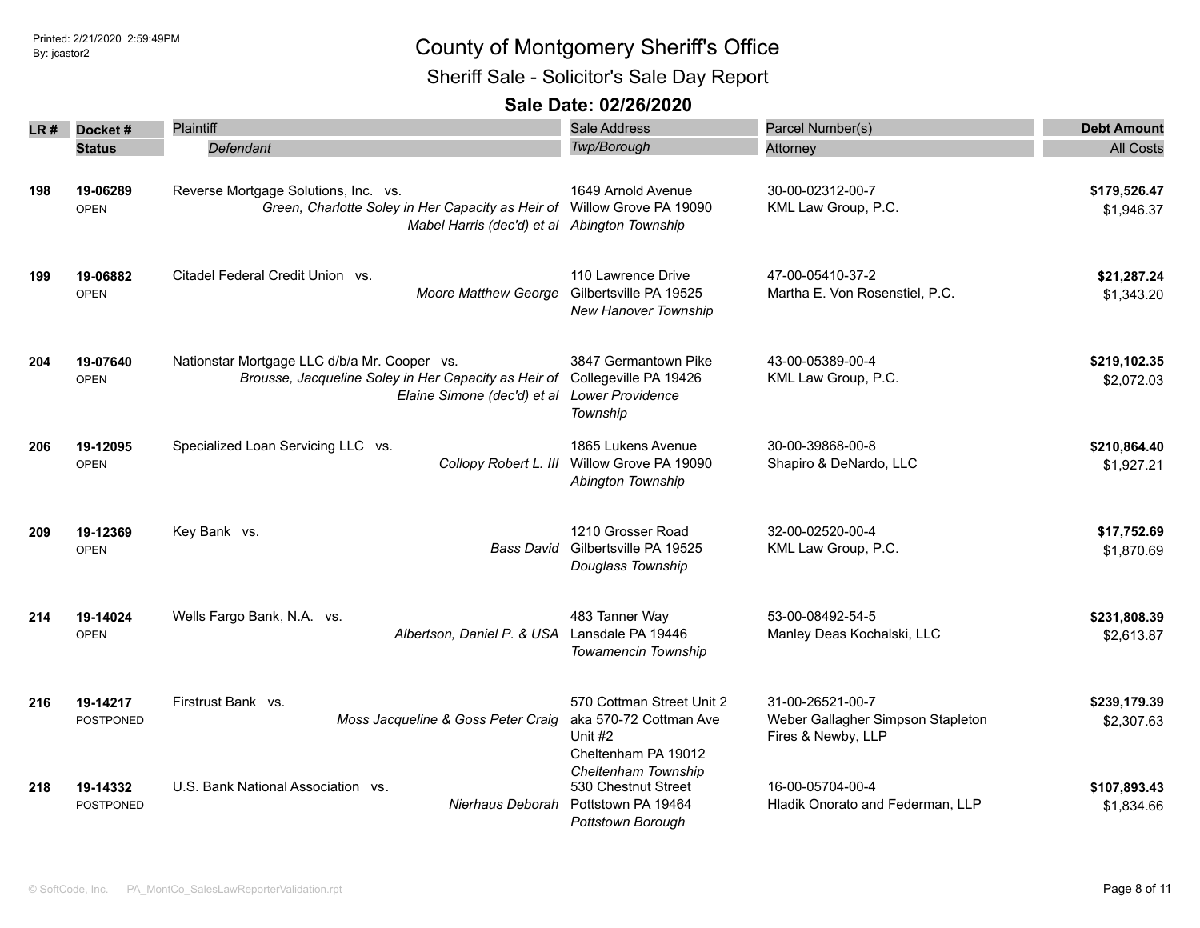Printed: 2/21/2020 2:59:49PM
By: jcastor2

# County of Montgomery Sheriff's Office

## Sheriff Sale - Solicitor's Sale Day Report

### Sale Date: 02/26/2020

| LR # | Docket # / Status | Plaintiff / Defendant | Sale Address / Twp/Borough | Parcel Number(s) / Attorney | Debt Amount / All Costs |
|---|---|---|---|---|---|
| 198 | **19-06289** OPEN | Reverse Mortgage Solutions, Inc. vs. *Green, Charlotte Soley in Her Capacity as Heir of Mabel Harris (dec'd) et al* | 1649 Arnold Avenue Willow Grove PA 19090 *Abington Township* | 30-00-02312-00-7 KML Law Group, P.C. | **$179,526.47** $1,946.37 |
| 199 | **19-06882** OPEN | Citadel Federal Credit Union vs. *Moore Matthew George* | 110 Lawrence Drive Gilbertsville PA 19525 *New Hanover Township* | 47-00-05410-37-2 Martha E. Von Rosenstiel, P.C. | **$21,287.24** $1,343.20 |
| 204 | **19-07640** OPEN | Nationstar Mortgage LLC d/b/a Mr. Cooper vs. *Brousse, Jacqueline Soley in Her Capacity as Heir of Elaine Simone (dec'd) et al* | 3847 Germantown Pike Collegeville PA 19426 *Lower Providence Township* | 43-00-05389-00-4 KML Law Group, P.C. | **$219,102.35** $2,072.03 |
| 206 | **19-12095** OPEN | Specialized Loan Servicing LLC vs. *Collopy Robert L. III* | 1865 Lukens Avenue Willow Grove PA 19090 *Abington Township* | 30-00-39868-00-8 Shapiro & DeNardo, LLC | **$210,864.40** $1,927.21 |
| 209 | **19-12369** OPEN | Key Bank vs. *Bass David* | 1210 Grosser Road Gilbertsville PA 19525 *Douglass Township* | 32-00-02520-00-4 KML Law Group, P.C. | **$17,752.69** $1,870.69 |
| 214 | **19-14024** OPEN | Wells Fargo Bank, N.A. vs. *Albertson, Daniel P. & USA* | 483 Tanner Way Lansdale PA 19446 *Towamencin Township* | 53-00-08492-54-5 Manley Deas Kochalski, LLC | **$231,808.39** $2,613.87 |
| 216 | **19-14217** POSTPONED | Firstrust Bank vs. *Moss Jacqueline & Goss Peter Craig* | 570 Cottman Street Unit 2 aka 570-72 Cottman Ave Unit #2 Cheltenham PA 19012 *Cheltenham Township* | 31-00-26521-00-7 Weber Gallagher Simpson Stapleton Fires & Newby, LLP | **$239,179.39** $2,307.63 |
| 218 | **19-14332** POSTPONED | U.S. Bank National Association vs. *Nierhaus Deborah* | 530 Chestnut Street Pottstown PA 19464 *Pottstown Borough* | 16-00-05704-00-4 Hladik Onorato and Federman, LLP | **$107,893.43** $1,834.66 |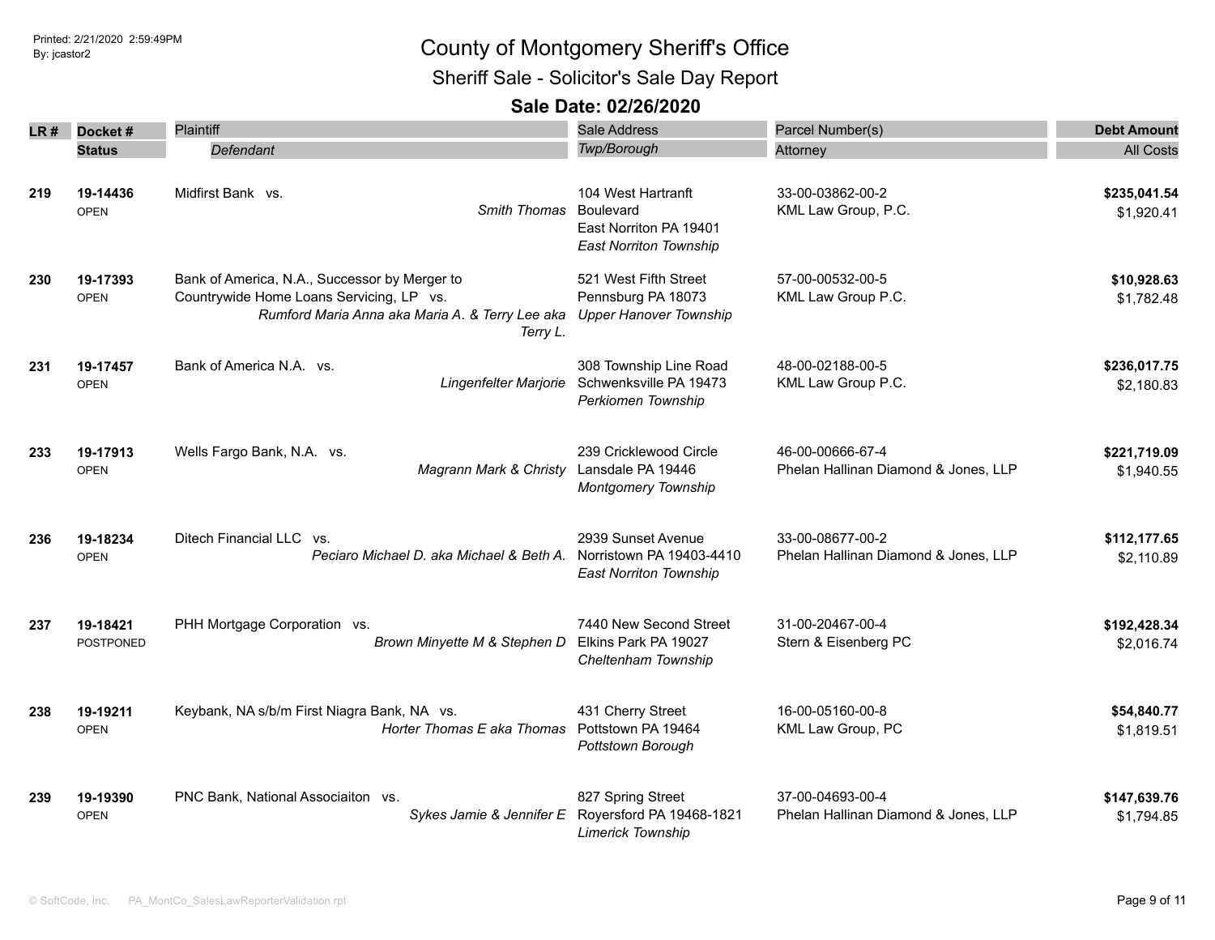# County of Montgomery Sheriff's Office

## Sheriff Sale - Solicitor's Sale Day Report

### Sale Date: 02/26/2020

| LR # | Docket # / Status | Plaintiff / *Defendant* | Sale Address / *Twp/Borough* | Parcel Number(s) / Attorney | Debt Amount / All Costs |
|---|---|---|---|---|---|
| 219 | **19-14436** OPEN | Midfirst Bank vs. *Smith Thomas* | 104 West Hartranft Boulevard East Norriton PA 19401 *East Norriton Township* | 33-00-03862-00-2 KML Law Group, P.C. | **$235,041.54** $1,920.41 |
| 230 | **19-17393** OPEN | Bank of America, N.A., Successor by Merger to Countrywide Home Loans Servicing, LP vs. *Rumford Maria Anna aka Maria A. & Terry Lee aka Terry L.* | 521 West Fifth Street Pennsburg PA 18073 *Upper Hanover Township* | 57-00-00532-00-5 KML Law Group P.C. | **$10,928.63** $1,782.48 |
| 231 | **19-17457** OPEN | Bank of America N.A. vs. *Lingenfelter Marjorie* | 308 Township Line Road Schwenksville PA 19473 *Perkiomen Township* | 48-00-02188-00-5 KML Law Group P.C. | **$236,017.75** $2,180.83 |
| 233 | **19-17913** OPEN | Wells Fargo Bank, N.A. vs. *Magrann Mark & Christy* | 239 Cricklewood Circle Lansdale PA 19446 *Montgomery Township* | 46-00-00666-67-4 Phelan Hallinan Diamond & Jones, LLP | **$221,719.09** $1,940.55 |
| 236 | **19-18234** OPEN | Ditech Financial LLC vs. *Peciaro Michael D. aka Michael & Beth A.* | 2939 Sunset Avenue Norristown PA 19403-4410 *East Norriton Township* | 33-00-08677-00-2 Phelan Hallinan Diamond & Jones, LLP | **$112,177.65** $2,110.89 |
| 237 | **19-18421** POSTPONED | PHH Mortgage Corporation vs. *Brown Minyette M & Stephen D* | 7440 New Second Street Elkins Park PA 19027 *Cheltenham Township* | 31-00-20467-00-4 Stern & Eisenberg PC | **$192,428.34** $2,016.74 |
| 238 | **19-19211** OPEN | Keybank, NA s/b/m First Niagra Bank, NA vs. *Horter Thomas E aka Thomas* | 431 Cherry Street Pottstown PA 19464 *Pottstown Borough* | 16-00-05160-00-8 KML Law Group, PC | **$54,840.77** $1,819.51 |
| 239 | **19-19390** OPEN | PNC Bank, National Associaiton vs. *Sykes Jamie & Jennifer E* | 827 Spring Street Royersford PA 19468-1821 *Limerick Township* | 37-00-04693-00-4 Phelan Hallinan Diamond & Jones, LLP | **$147,639.76** $1,794.85 |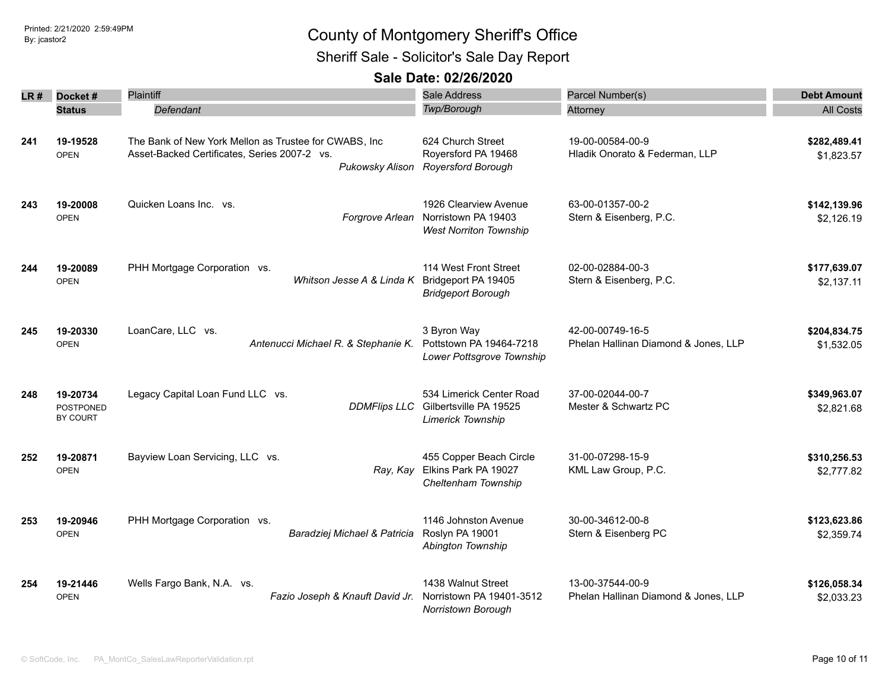# County of Montgomery Sheriff's Office

## Sheriff Sale - Solicitor's Sale Day Report

### Sale Date: 02/26/2020

| LR # | Docket # / Status | Plaintiff / *Defendant* | Sale Address / *Twp/Borough* | Parcel Number(s) / Attorney | Debt Amount / All Costs |
|---|---|---|---|---|---|
| **241** | **19-19528** OPEN | The Bank of New York Mellon as Trustee for CWABS, Inc Asset-Backed Certificates, Series 2007-2 vs. *Pukowsky Alison* | 624 Church Street Royersford PA 19468 *Royersford Borough* | 19-00-00584-00-9 Hladik Onorato & Federman, LLP | **$282,489.41** $1,823.57 |
| **243** | **19-20008** OPEN | Quicken Loans Inc. vs. *Forgrove Arlean* | 1926 Clearview Avenue Norristown PA 19403 *West Norriton Township* | 63-00-01357-00-2 Stern & Eisenberg, P.C. | **$142,139.96** $2,126.19 |
| **244** | **19-20089** OPEN | PHH Mortgage Corporation vs. *Whitson Jesse A & Linda K* | 114 West Front Street Bridgeport PA 19405 *Bridgeport Borough* | 02-00-02884-00-3 Stern & Eisenberg, P.C. | **$177,639.07** $2,137.11 |
| **245** | **19-20330** OPEN | LoanCare, LLC vs. *Antenucci Michael R. & Stephanie K.* | 3 Byron Way Pottstown PA 19464-7218 *Lower Pottsgrove Township* | 42-00-00749-16-5 Phelan Hallinan Diamond & Jones, LLP | **$204,834.75** $1,532.05 |
| **248** | **19-20734** POSTPONED BY COURT | Legacy Capital Loan Fund LLC vs. *DDMFlips LLC* | 534 Limerick Center Road Gilbertsville PA 19525 *Limerick Township* | 37-00-02044-00-7 Mester & Schwartz PC | **$349,963.07** $2,821.68 |
| **252** | **19-20871** OPEN | Bayview Loan Servicing, LLC vs. *Ray, Kay* | 455 Copper Beach Circle Elkins Park PA 19027 *Cheltenham Township* | 31-00-07298-15-9 KML Law Group, P.C. | **$310,256.53** $2,777.82 |
| **253** | **19-20946** OPEN | PHH Mortgage Corporation vs. *Baradziej Michael & Patricia* | 1146 Johnston Avenue Roslyn PA 19001 *Abington Township* | 30-00-34612-00-8 Stern & Eisenberg PC | **$123,623.86** $2,359.74 |
| **254** | **19-21446** OPEN | Wells Fargo Bank, N.A. vs. *Fazio Joseph & Knauft David Jr.* | 1438 Walnut Street Norristown PA 19401-3512 *Norristown Borough* | 13-00-37544-00-9 Phelan Hallinan Diamond & Jones, LLP | **$126,058.34** $2,033.23 |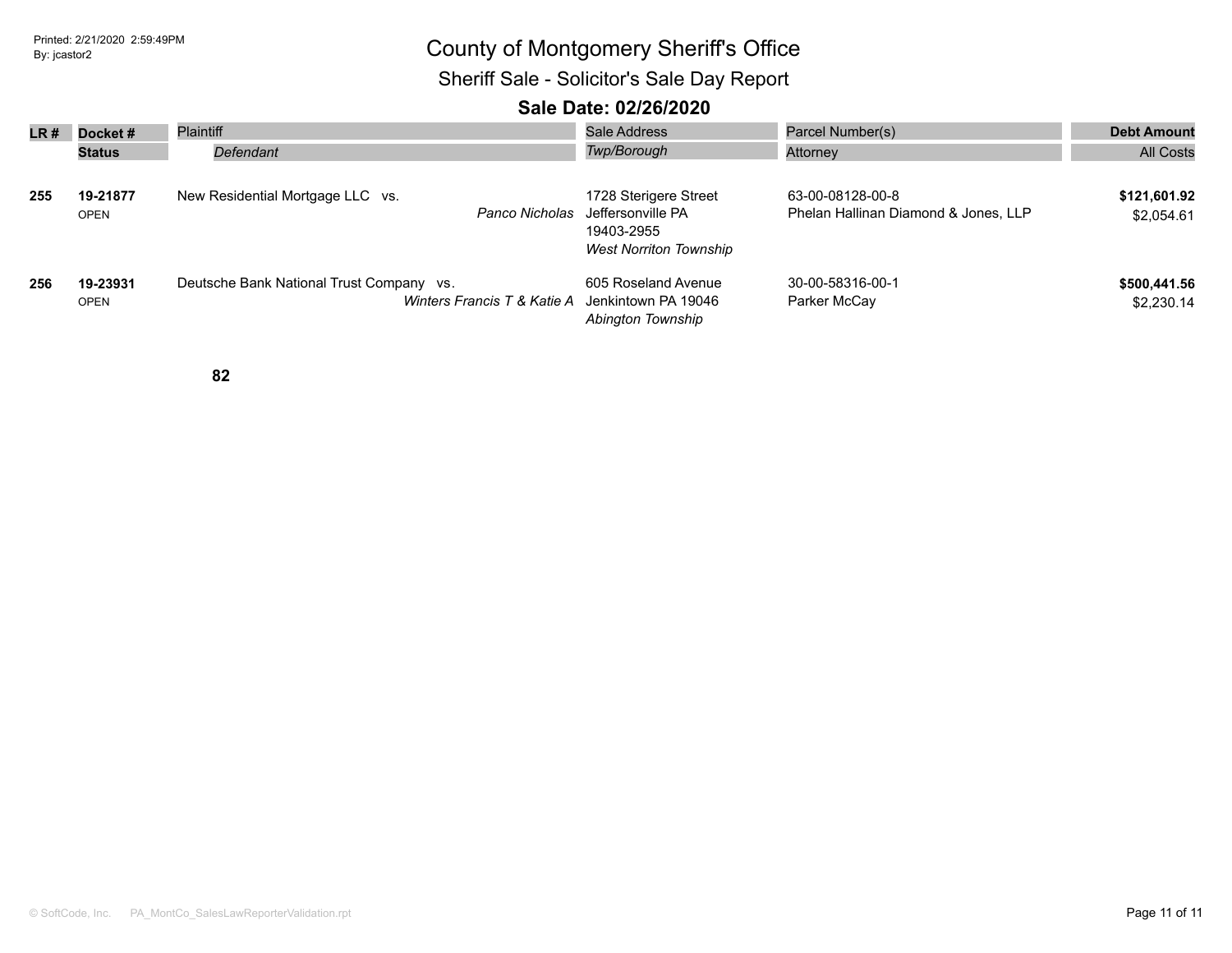# County of Montgomery Sheriff's Office

## Sheriff Sale - Solicitor's Sale Day Report

### Sale Date: 02/26/2020

| LR # | Docket # / Status | Plaintiff / Defendant | Sale Address / Twp/Borough | Parcel Number(s) / Attorney | Debt Amount / All Costs |
|---|---|---|---|---|---|
| **255** | **19-21877**<br>OPEN | New Residential Mortgage LLC vs.<br>*Panco Nicholas* | 1728 Sterigere Street<br>Jeffersonville PA<br>19403-2955<br>*West Norriton Township* | 63-00-08128-00-8<br>Phelan Hallinan Diamond & Jones, LLP | **$121,601.92**<br>$2,054.61 |
| **256** | **19-23931**<br>OPEN | Deutsche Bank National Trust Company vs.<br>*Winters Francis T & Katie A* | 605 Roseland Avenue<br>Jenkintown PA 19046<br>*Abington Township* | 30-00-58316-00-1<br>Parker McCay | **$500,441.56**<br>$2,230.14 |

**82**